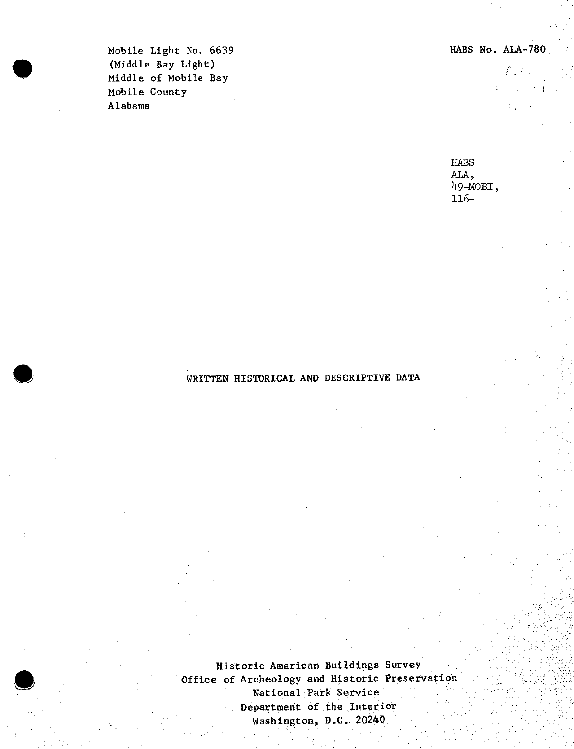Mobile Light No. 6639
(Middle Bay Light)
Middle of Mobile Bay
Mobile County
Alabama

HABS No. ALA-780

HABS
ALA,
49-MOBI,
116-

# WRITTEN HISTORICAL AND DESCRIPTIVE DATA

Historic American Buildings Survey
Office of Archeology and Historic Preservation
National Park Service
Department of the Interior
Washington, D.C. 20240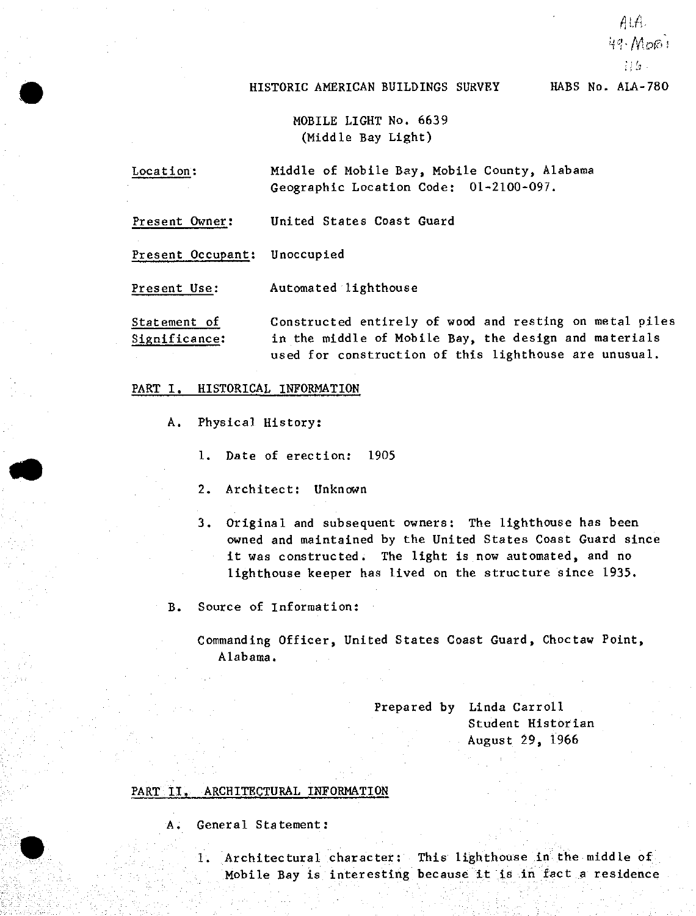ALA
49-MOBI
116-

HISTORIC AMERICAN BUILDINGS SURVEY HABS No. ALA-780

# MOBILE LIGHT No. 6639
## (Middle Bay Light)

Location: Middle of Mobile Bay, Mobile County, Alabama
Geographic Location Code: 01-2100-097.

Present Owner: United States Coast Guard

Present Occupant: Unoccupied

Present Use: Automated lighthouse

Statement of Significance: Constructed entirely of wood and resting on metal piles in the middle of Mobile Bay, the design and materials used for construction of this lighthouse are unusual.

## PART I. HISTORICAL INFORMATION

A. Physical History:

1. Date of erection: 1905

2. Architect: Unknown

3. Original and subsequent owners: The lighthouse has been owned and maintained by the United States Coast Guard since it was constructed. The light is now automated, and no lighthouse keeper has lived on the structure since 1935.

B. Source of Information:

Commanding Officer, United States Coast Guard, Choctaw Point, Alabama.

Prepared by Linda Carroll
Student Historian
August 29, 1966

## PART II. ARCHITECTURAL INFORMATION

A. General Statement:

1. Architectural character: This lighthouse in the middle of Mobile Bay is interesting because it is in fact a residence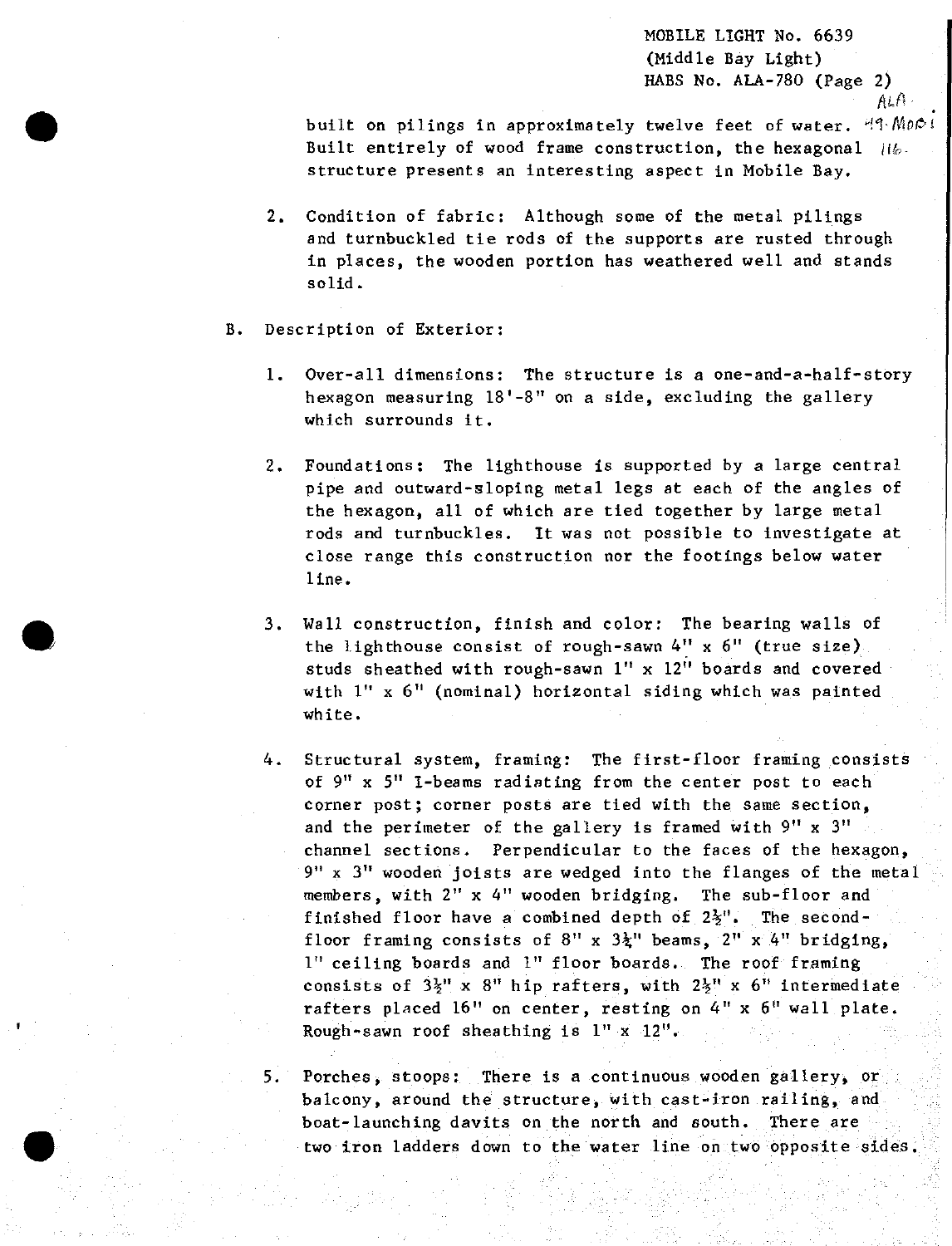built on pilings in approximately twelve feet of water. Built entirely of wood frame construction, the hexagonal structure presents an interesting aspect in Mobile Bay.

2. Condition of fabric: Although some of the metal pilings and turnbuckled tie rods of the supports are rusted through in places, the wooden portion has weathered well and stands solid.

B. Description of Exterior:

1. Over-all dimensions: The structure is a one-and-a-half-story hexagon measuring 18'-8" on a side, excluding the gallery which surrounds it.

2. Foundations: The lighthouse is supported by a large central pipe and outward-sloping metal legs at each of the angles of the hexagon, all of which are tied together by large metal rods and turnbuckles. It was not possible to investigate at close range this construction nor the footings below water line.

3. Wall construction, finish and color: The bearing walls of the lighthouse consist of rough-sawn 4" x 6" (true size) studs sheathed with rough-sawn 1" x 12" boards and covered with 1" x 6" (nominal) horizontal siding which was painted white.

4. Structural system, framing: The first-floor framing consists of 9" x 5" I-beams radiating from the center post to each corner post; corner posts are tied with the same section, and the perimeter of the gallery is framed with 9" x 3" channel sections. Perpendicular to the faces of the hexagon, 9" x 3" wooden joists are wedged into the flanges of the metal members, with 2" x 4" wooden bridging. The sub-floor and finished floor have a combined depth of 2½". The second-floor framing consists of 8" x 3¼" beams, 2" x 4" bridging, 1" ceiling boards and 1" floor boards. The roof framing consists of 3½" x 8" hip rafters, with 2½" x 6" intermediate rafters placed 16" on center, resting on 4" x 6" wall plate. Rough-sawn roof sheathing is 1" x 12".

5. Porches, stoops: There is a continuous wooden gallery, or balcony, around the structure, with cast-iron railing, and boat-launching davits on the north and south. There are two iron ladders down to the water line on two opposite sides.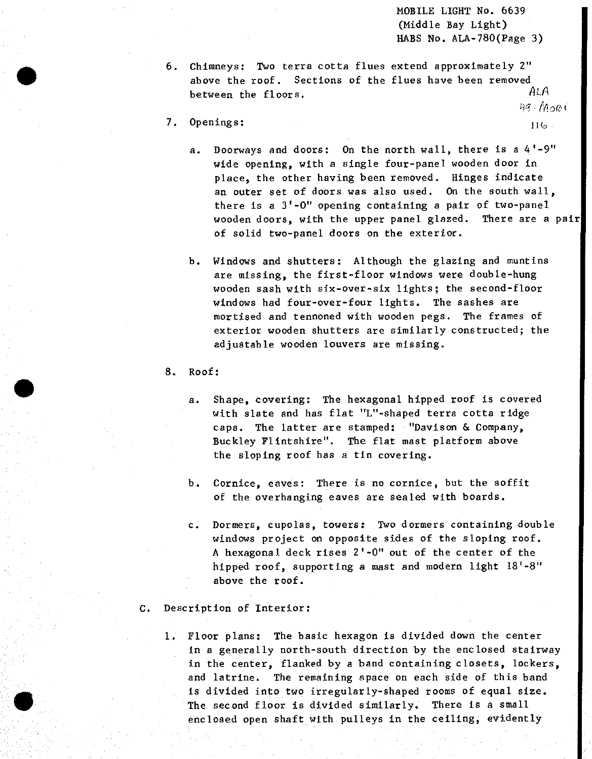6. Chimneys: Two terra cotta flues extend approximately 2" above the roof. Sections of the flues have been removed between the floors.

7. Openings:

   a. Doorways and doors: On the north wall, there is a 4'-9" wide opening, with a single four-panel wooden door in place, the other having been removed. Hinges indicate an outer set of doors was also used. On the south wall, there is a 3'-0" opening containing a pair of two-panel wooden doors, with the upper panel glazed. There are a pair of solid two-panel doors on the exterior.

   b. Windows and shutters: Although the glazing and muntins are missing, the first-floor windows were double-hung wooden sash with six-over-six lights; the second-floor windows had four-over-four lights. The sashes are mortised and tennoned with wooden pegs. The frames of exterior wooden shutters are similarly constructed; the adjustable wooden louvers are missing.

8. Roof:

   a. Shape, covering: The hexagonal hipped roof is covered with slate and has flat "L"-shaped terra cotta ridge caps. The latter are stamped: "Davison & Company, Buckley Flintshire". The flat mast platform above the sloping roof has a tin covering.

   b. Cornice, eaves: There is no cornice, but the soffit of the overhanging eaves are sealed with boards.

   c. Dormers, cupolas, towers: Two dormers containing double windows project on opposite sides of the sloping roof. A hexagonal deck rises 2'-0" out of the center of the hipped roof, supporting a mast and modern light 18'-8" above the roof.

C. Description of Interior:

1. Floor plans: The basic hexagon is divided down the center in a generally north-south direction by the enclosed stairway in the center, flanked by a band containing closets, lockers, and latrine. The remaining space on each side of this band is divided into two irregularly-shaped rooms of equal size. The second floor is divided similarly. There is a small enclosed open shaft with pulleys in the ceiling, evidently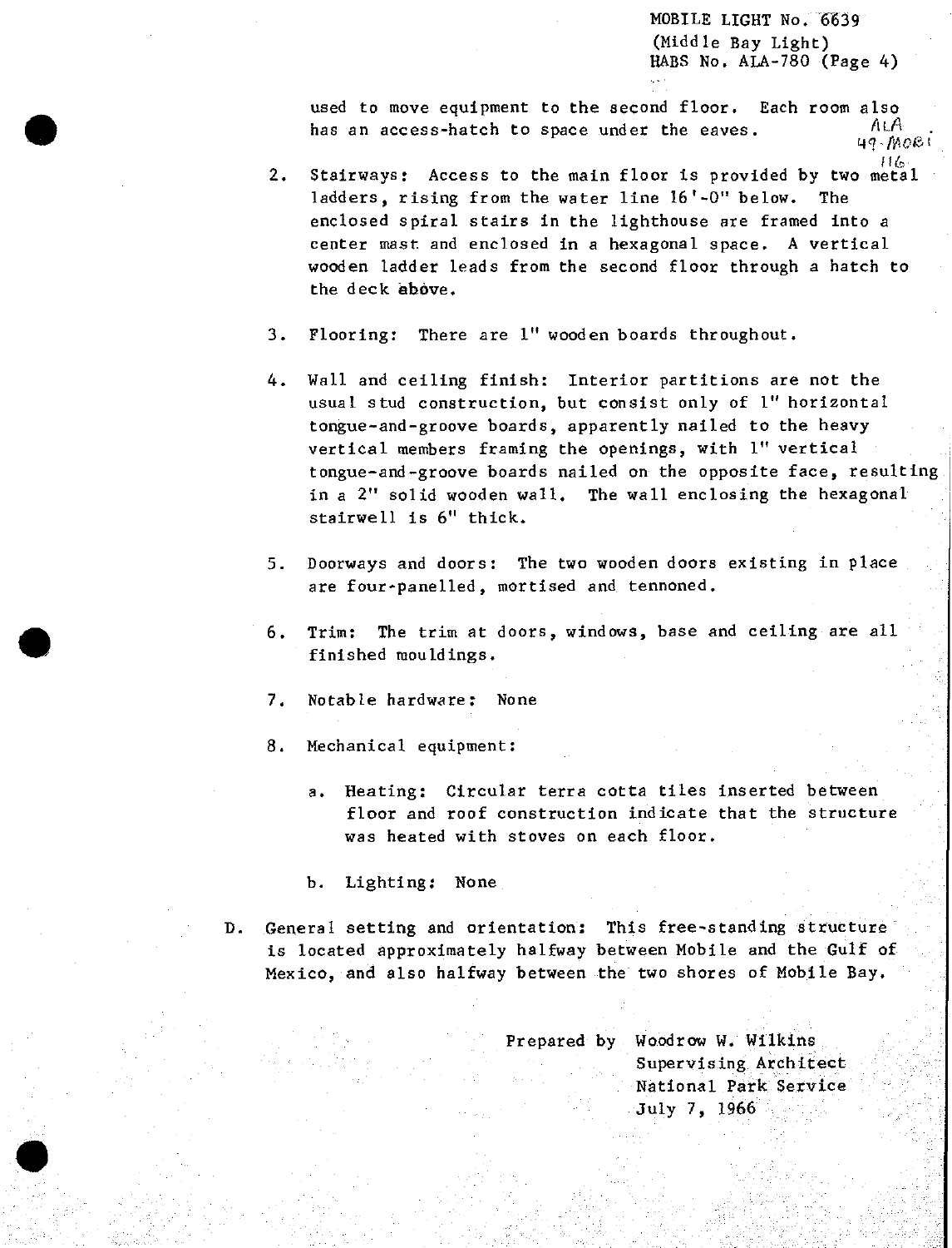used to move equipment to the second floor. Each room also has an access-hatch to space under the eaves.

2. Stairways: Access to the main floor is provided by two metal ladders, rising from the water line 16'-0" below. The enclosed spiral stairs in the lighthouse are framed into a center mast and enclosed in a hexagonal space. A vertical wooden ladder leads from the second floor through a hatch to the deck above.

3. Flooring: There are 1" wooden boards throughout.

4. Wall and ceiling finish: Interior partitions are not the usual stud construction, but consist only of 1" horizontal tongue-and-groove boards, apparently nailed to the heavy vertical members framing the openings, with 1" vertical tongue-and-groove boards nailed on the opposite face, resulting in a 2" solid wooden wall. The wall enclosing the hexagonal stairwell is 6" thick.

5. Doorways and doors: The two wooden doors existing in place are four-panelled, mortised and tennoned.

6. Trim: The trim at doors, windows, base and ceiling are all finished mouldings.

7. Notable hardware: None

8. Mechanical equipment:

   a. Heating: Circular terra cotta tiles inserted between floor and roof construction indicate that the structure was heated with stoves on each floor.

   b. Lighting: None

D. General setting and orientation: This free-standing structure is located approximately halfway between Mobile and the Gulf of Mexico, and also halfway between the two shores of Mobile Bay.

Prepared by Woodrow W. Wilkins
Supervising Architect
National Park Service
July 7, 1966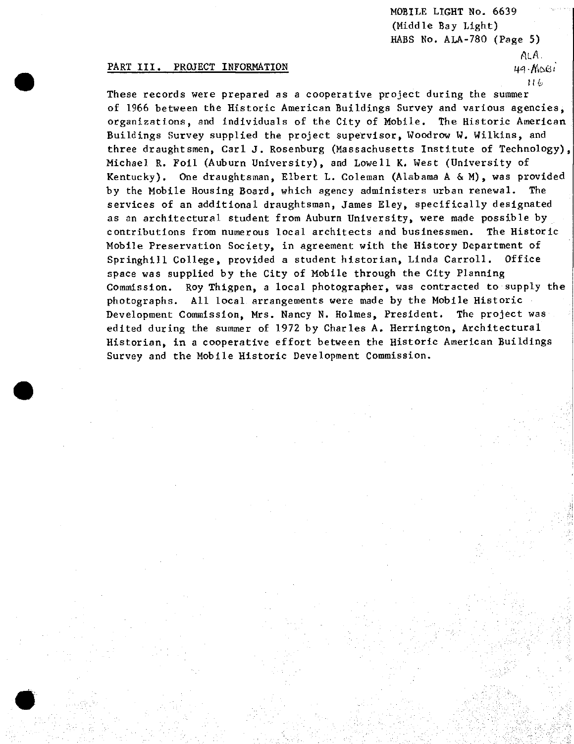## PART III. PROJECT INFORMATION

These records were prepared as a cooperative project during the summer of 1966 between the Historic American Buildings Survey and various agencies, organizations, and individuals of the City of Mobile. The Historic American Buildings Survey supplied the project supervisor, Woodrow W. Wilkins, and three draughtsmen, Carl J. Rosenburg (Massachusetts Institute of Technology), Michael R. Foil (Auburn University), and Lowell K. West (University of Kentucky). One draughtsman, Elbert L. Coleman (Alabama A & M), was provided by the Mobile Housing Board, which agency administers urban renewal. The services of an additional draughtsman, James Eley, specifically designated as an architectural student from Auburn University, were made possible by contributions from numerous local architects and businessmen. The Historic Mobile Preservation Society, in agreement with the History Department of Springhill College, provided a student historian, Linda Carroll. Office space was supplied by the City of Mobile through the City Planning Commission. Roy Thigpen, a local photographer, was contracted to supply the photographs. All local arrangements were made by the Mobile Historic Development Commission, Mrs. Nancy N. Holmes, President. The project was edited during the summer of 1972 by Charles A. Herrington, Architectural Historian, in a cooperative effort between the Historic American Buildings Survey and the Mobile Historic Development Commission.